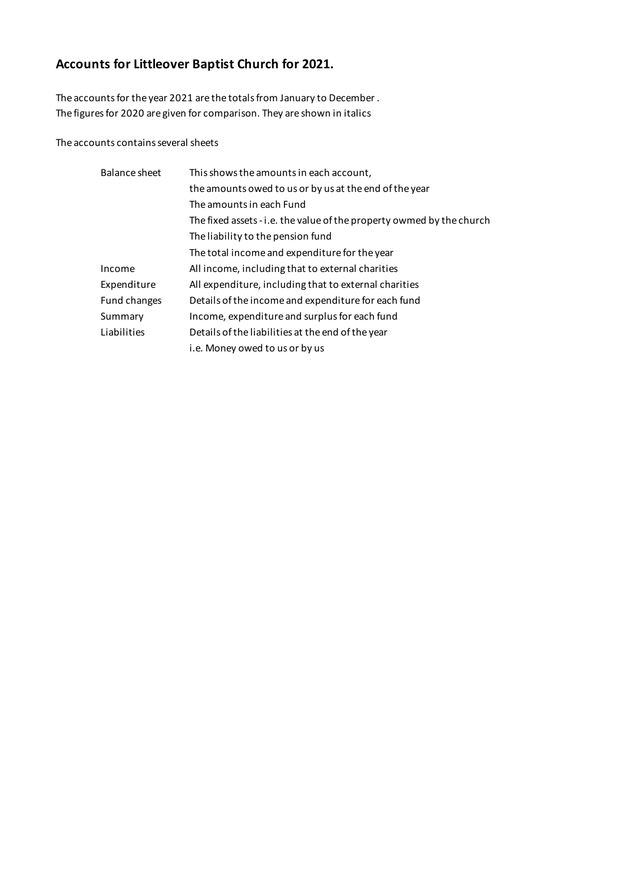## **Accounts for Littleover Baptist Church for 2021.**

The accounts for the year 2021 are the totals from January to December .
The figures for 2020 are given for comparison. They are shown in italics

The accounts contains several sheets

| | |
|---|---|
| Balance sheet | This shows the amounts in each account, |
| | the amounts owed to us or by us at the end of the year |
| | The amounts in each Fund |
| | The fixed assets - i.e. the value of the property owmed by the church |
| | The liability to the pension fund |
| | The total income and expenditure for the year |
| Income | All income, including that to external charities |
| Expenditure | All expenditure, including that to external charities |
| Fund changes | Details of the income and expenditure for each fund |
| Summary | Income, expenditure and surplus for each fund |
| Liabilities | Details of the liabilities at the end of the year |
| | i.e. Money owed to us or by us |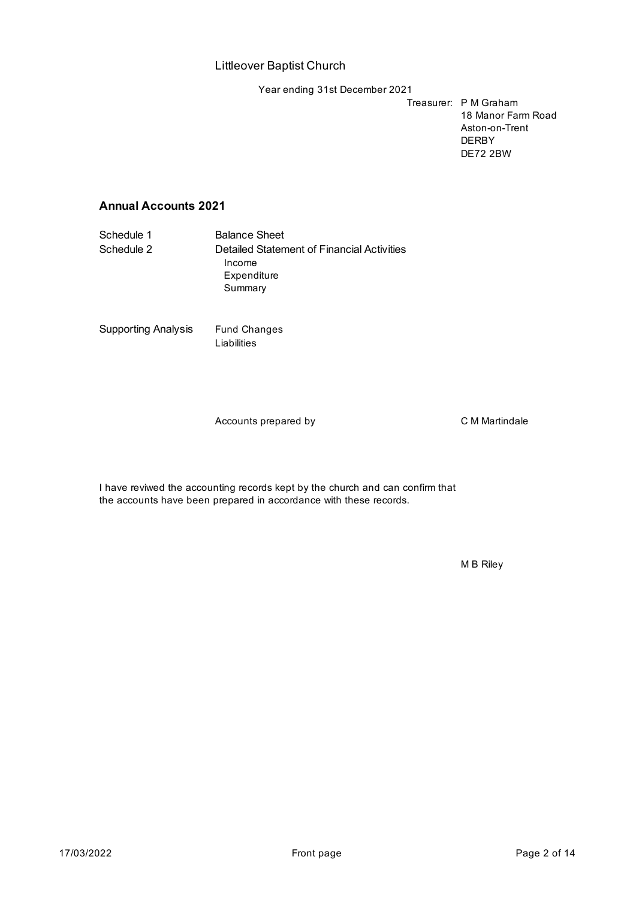Littleover Baptist Church

Year ending 31st December 2021

Treasurer: P M Graham
18 Manor Farm Road
Aston-on-Trent
DERBY
DE72 2BW

## Annual Accounts 2021

| | |
|---|---|
| Schedule 1 | Balance Sheet |
| Schedule 2 | Detailed Statement of Financial Activities<br>Income<br>Expenditure<br>Summary |
| Supporting Analysis | Fund Changes<br>Liabilities |

Accounts prepared by C M Martindale

I have reviwed the accounting records kept by the church and can confirm that the accounts have been prepared in accordance with these records.

M B Riley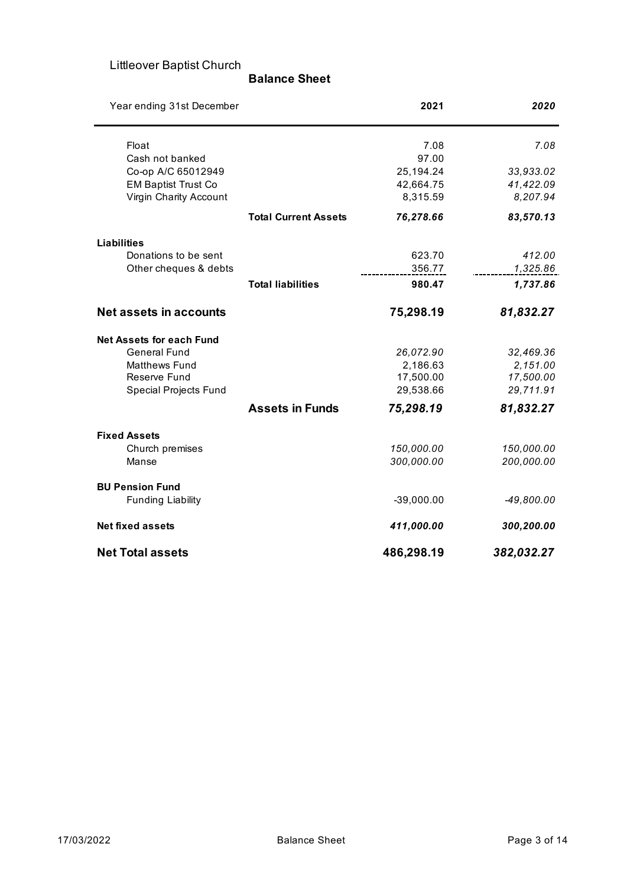Littleover Baptist Church

## Balance Sheet

| Year ending 31st December | | 2021 | *2020* |
|---|---|---|---|
| Float | | 7.08 | *7.08* |
| Cash not banked | | 97.00 | |
| Co-op A/C 65012949 | | 25,194.24 | *33,933.02* |
| EM Baptist Trust Co | | 42,664.75 | *41,422.09* |
| Virgin Charity Account | | 8,315.59 | *8,207.94* |
| | **Total Current Assets** | ***76,278.66*** | ***83,570.13*** |
| **Liabilities** | | | |
| Donations to be sent | | 623.70 | *412.00* |
| Other cheques & debts | | 356.77 | *1,325.86* |
| | **Total liabilities** | **980.47** | ***1,737.86*** |
| **Net assets in accounts** | | **75,298.19** | ***81,832.27*** |
| **Net Assets for each Fund** | | | |
| General Fund | | *26,072.90* | *32,469.36* |
| Matthews Fund | | 2,186.63 | *2,151.00* |
| Reserve Fund | | 17,500.00 | *17,500.00* |
| Special Projects Fund | | 29,538.66 | *29,711.91* |
| | **Assets in Funds** | ***75,298.19*** | ***81,832.27*** |
| **Fixed Assets** | | | |
| Church premises | | *150,000.00* | *150,000.00* |
| Manse | | *300,000.00* | *200,000.00* |
| **BU Pension Fund** | | | |
| Funding Liability | | -39,000.00 | *-49,800.00* |
| **Net fixed assets** | | ***411,000.00*** | ***300,200.00*** |
| **Net Total assets** | | **486,298.19** | ***382,032.27*** |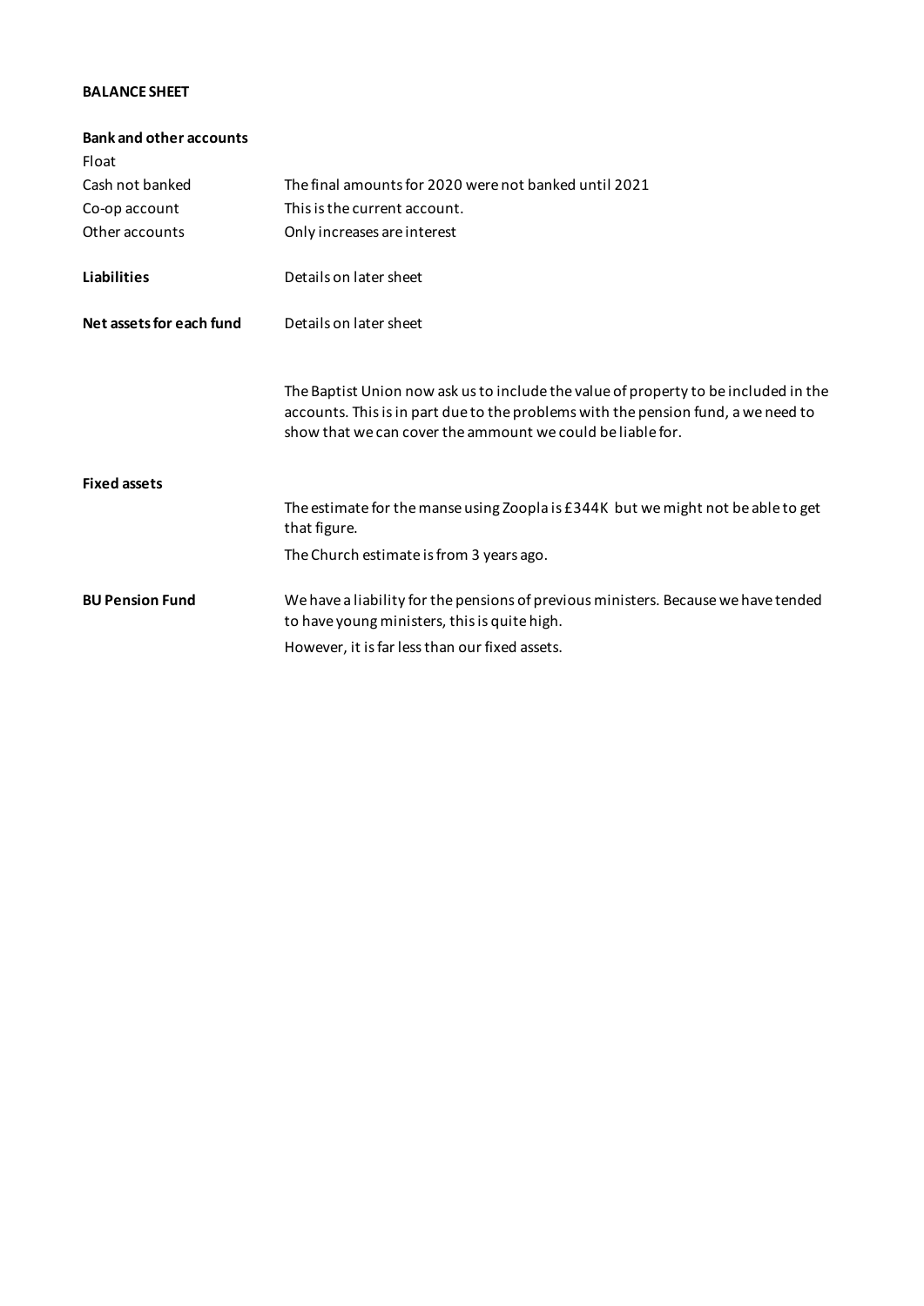**BALANCE SHEET**

**Bank and other accounts**

| | |
|---|---|
| Float | |
| Cash not banked | The final amounts for 2020 were not banked until 2021 |
| Co-op account | This is the current account. |
| Other accounts | Only increases are interest |
| **Liabilities** | Details on later sheet |
| **Net assets for each fund** | Details on later sheet |

The Baptist Union now ask us to include the value of property to be included in the accounts. This is in part due to the problems with the pension fund, a we need to show that we can cover the ammount we could be liable for.

**Fixed assets**

The estimate for the manse using Zoopla is £344K but we might not be able to get that figure.

The Church estimate is from 3 years ago.

**BU Pension Fund**

We have a liability for the pensions of previous ministers. Because we have tended to have young ministers, this is quite high.

However, it is far less than our fixed assets.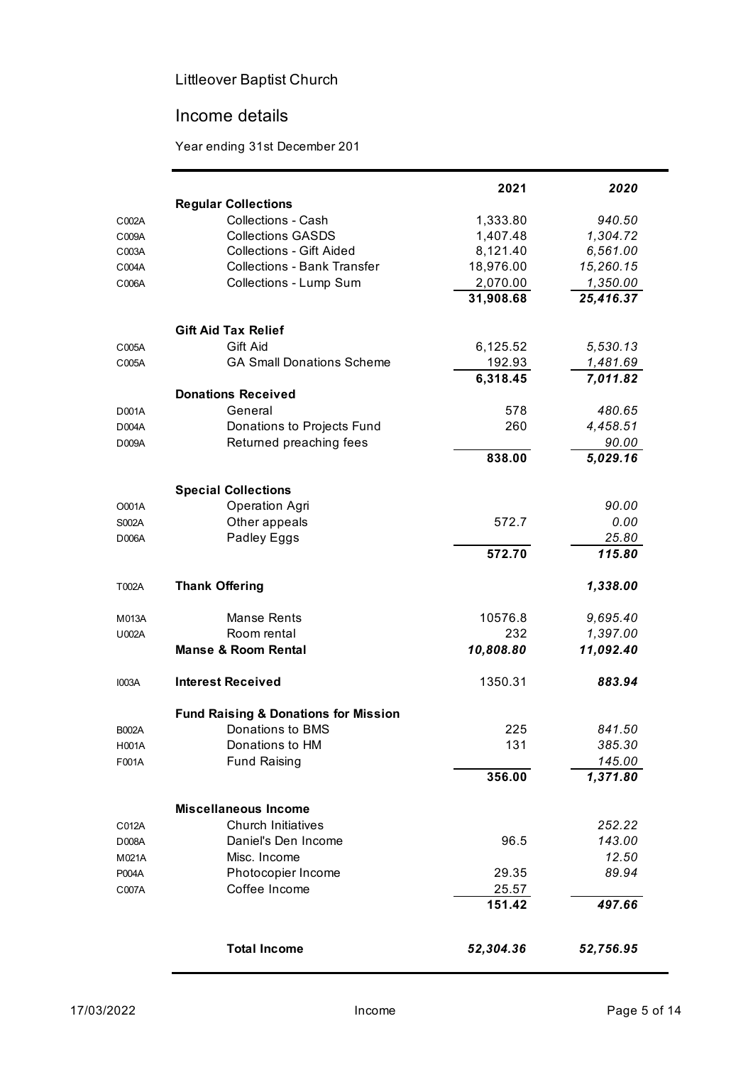Littleover Baptist Church

## Income details

Year ending 31st December 201

| Code | | 2021 | *2020* |
|---|---|---|---|
| | **Regular Collections** | | |
| C002A | Collections - Cash | 1,333.80 | *940.50* |
| C009A | Collections GASDS | 1,407.48 | *1,304.72* |
| C003A | Collections - Gift Aided | 8,121.40 | *6,561.00* |
| C004A | Collections - Bank Transfer | 18,976.00 | *15,260.15* |
| C006A | Collections - Lump Sum | 2,070.00 | *1,350.00* |
| | | **31,908.68** | ***25,416.37*** |
| | **Gift Aid Tax Relief** | | |
| C005A | Gift Aid | 6,125.52 | *5,530.13* |
| C005A | GA Small Donations Scheme | 192.93 | *1,481.69* |
| | | **6,318.45** | ***7,011.82*** |
| | **Donations Received** | | |
| D001A | General | 578 | *480.65* |
| D004A | Donations to Projects Fund | 260 | *4,458.51* |
| D009A | Returned preaching fees | | *90.00* |
| | | **838.00** | ***5,029.16*** |
| | **Special Collections** | | |
| O001A | Operation Agri | | *90.00* |
| S002A | Other appeals | 572.7 | *0.00* |
| D006A | Padley Eggs | | *25.80* |
| | | **572.70** | ***115.80*** |
| T002A | **Thank Offering** | | ***1,338.00*** |
| M013A | Manse Rents | 10576.8 | *9,695.40* |
| U002A | Room rental | 232 | *1,397.00* |
| | **Manse & Room Rental** | ***10,808.80*** | ***11,092.40*** |
| I003A | **Interest Received** | 1350.31 | ***883.94*** |
| | **Fund Raising & Donations for Mission** | | |
| B002A | Donations to BMS | 225 | *841.50* |
| H001A | Donations to HM | 131 | *385.30* |
| F001A | Fund Raising | | *145.00* |
| | | **356.00** | ***1,371.80*** |
| | **Miscellaneous Income** | | |
| C012A | Church Initiatives | | *252.22* |
| D008A | Daniel's Den Income | 96.5 | *143.00* |
| M021A | Misc. Income | | *12.50* |
| P004A | Photocopier Income | 29.35 | *89.94* |
| C007A | Coffee Income | 25.57 | |
| | | **151.42** | ***497.66*** |
| | **Total Income** | ***52,304.36*** | ***52,756.95*** |

17/03/2022 Income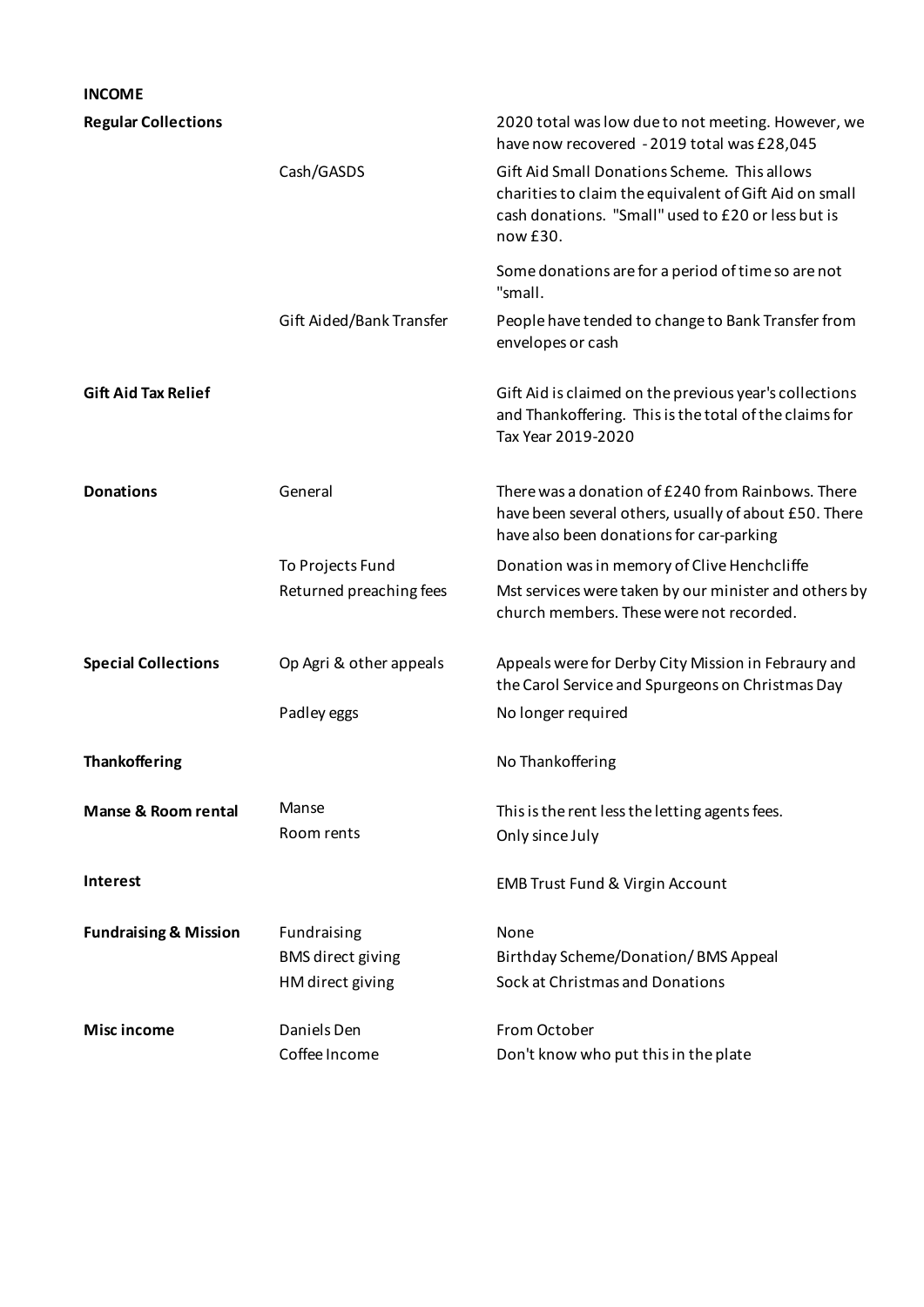**INCOME**

| | | |
|---|---|---|
| **Regular Collections** | | 2020 total was low due to not meeting. However, we have now recovered - 2019 total was £28,045 |
| | Cash/GASDS | Gift Aid Small Donations Scheme. This allows charities to claim the equivalent of Gift Aid on small cash donations. "Small" used to £20 or less but is now £30. |
| | | Some donations are for a period of time so are not "small. |
| | Gift Aided/Bank Transfer | People have tended to change to Bank Transfer from envelopes or cash |
| **Gift Aid Tax Relief** | | Gift Aid is claimed on the previous year's collections and Thankoffering. This is the total of the claims for Tax Year 2019-2020 |
| **Donations** | General | There was a donation of £240 from Rainbows. There have been several others, usually of about £50. There have also been donations for car-parking |
| | To Projects Fund | Donation was in memory of Clive Henchcliffe |
| | Returned preaching fees | Mst services were taken by our minister and others by church members. These were not recorded. |
| **Special Collections** | Op Agri & other appeals | Appeals were for Derby City Mission in Febraury and the Carol Service and Spurgeons on Christmas Day |
| | Padley eggs | No longer required |
| **Thankoffering** | | No Thankoffering |
| **Manse & Room rental** | Manse | This is the rent less the letting agents fees. |
| | Room rents | Only since July |
| **Interest** | | EMB Trust Fund & Virgin Account |
| **Fundraising & Mission** | Fundraising | None |
| | BMS direct giving | Birthday Scheme/Donation/ BMS Appeal |
| | HM direct giving | Sock at Christmas and Donations |
| **Misc income** | Daniels Den | From October |
| | Coffee Income | Don't know who put this in the plate |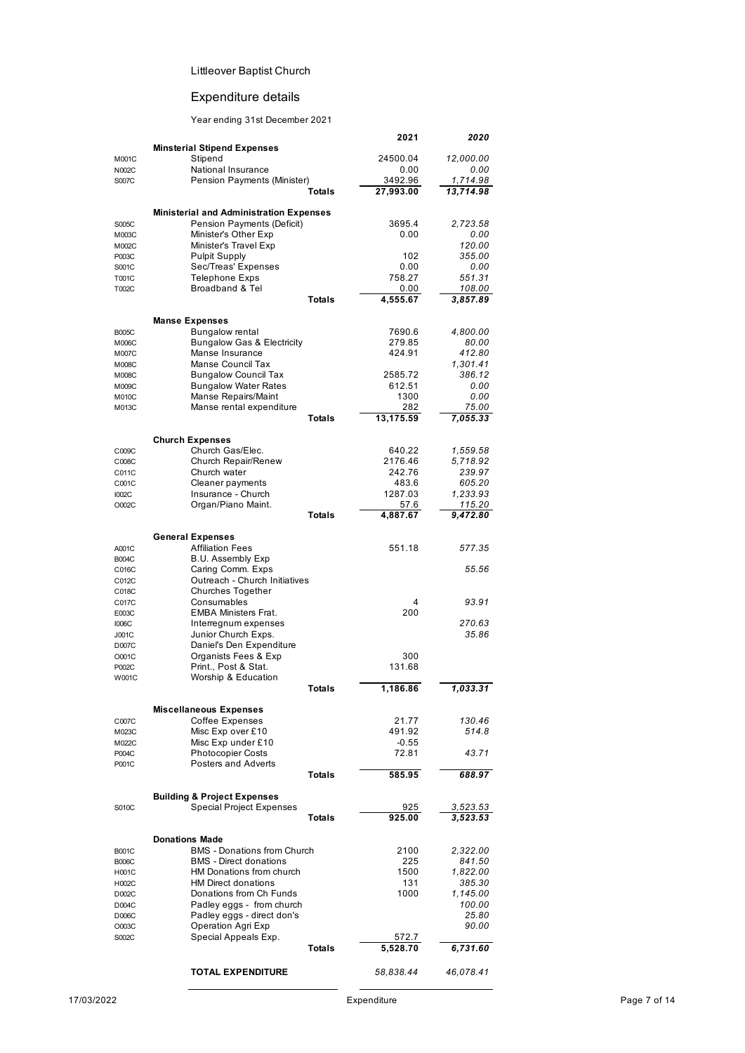Littleover Baptist Church

## Expenditure details

Year ending 31st December 2021

| Code | Description | 2021 | *2020* |
|---|---|---|---|
| | **Minsterial Stipend Expenses** | | |
| M001C | Stipend | 24500.04 | *12,000.00* |
| N002C | National Insurance | 0.00 | *0.00* |
| S007C | Pension Payments (Minister) | 3492.96 | *1,714.98* |
| | **Totals** | **27,993.00** | ***13,714.98*** |
| | **Ministerial and Administration Expenses** | | |
| S005C | Pension Payments (Deficit) | 3695.4 | *2,723.58* |
| M003C | Minister's Other Exp | 0.00 | *0.00* |
| M002C | Minister's Travel Exp | | *120.00* |
| P003C | Pulpit Supply | 102 | *355.00* |
| S001C | Sec/Treas' Expenses | 0.00 | *0.00* |
| T001C | Telephone Exps | 758.27 | *551.31* |
| T002C | Broadband & Tel | 0.00 | *108.00* |
| | **Totals** | **4,555.67** | ***3,857.89*** |
| | **Manse Expenses** | | |
| B005C | Bungalow rental | 7690.6 | *4,800.00* |
| M006C | Bungalow Gas & Electricity | 279.85 | *80.00* |
| M007C | Manse Insurance | 424.91 | *412.80* |
| M008C | Manse Council Tax | | *1,301.41* |
| M008C | Bungalow Council Tax | 2585.72 | *386.12* |
| M009C | Bungalow Water Rates | 612.51 | *0.00* |
| M010C | Manse Repairs/Maint | 1300 | *0.00* |
| M013C | Manse rental expenditure | 282 | *75.00* |
| | **Totals** | **13,175.59** | ***7,055.33*** |
| | **Church Expenses** | | |
| C009C | Church Gas/Elec. | 640.22 | *1,559.58* |
| C008C | Church Repair/Renew | 2176.46 | *5,718.92* |
| C011C | Church water | 242.76 | *239.97* |
| C001C | Cleaner payments | 483.6 | *605.20* |
| I002C | Insurance - Church | 1287.03 | *1,233.93* |
| O002C | Organ/Piano Maint. | 57.6 | *115.20* |
| | **Totals** | **4,887.67** | ***9,472.80*** |
| | **General Expenses** | | |
| A001C | Affiliation Fees | 551.18 | *577.35* |
| B004C | B.U. Assembly Exp | | |
| C016C | Caring Comm. Exps | | *55.56* |
| C012C | Outreach - Church Initiatives | | |
| C018C | Churches Together | | |
| C017C | Consumables | 4 | *93.91* |
| E003C | EMBA Ministers Frat. | 200 | |
| I006C | Interregnum expenses | | *270.63* |
| J001C | Junior Church Exps. | | *35.86* |
| D007C | Daniel's Den Expenditure | | |
| O001C | Organists Fees & Exp | 300 | |
| P002C | Print., Post & Stat. | 131.68 | |
| W001C | Worship & Education | | |
| | **Totals** | **1,186.86** | ***1,033.31*** |
| | **Miscellaneous Expenses** | | |
| C007C | Coffee Expenses | 21.77 | *130.46* |
| M023C | Misc Exp over £10 | 491.92 | *514.8* |
| M022C | Misc Exp under £10 | -0.55 | |
| P004C | Photocopier Costs | 72.81 | *43.71* |
| P001C | Posters and Adverts | | |
| | **Totals** | **585.95** | ***688.97*** |
| | **Building & Project Expenses** | | |
| S010C | Special Project Expenses | 925 | *3,523.53* |
| | **Totals** | **925.00** | ***3,523.53*** |
| | **Donations Made** | | |
| B001C | BMS - Donations from Church | 2100 | *2,322.00* |
| B006C | BMS - Direct donations | 225 | *841.50* |
| H001C | HM Donations from church | 1500 | *1,822.00* |
| H002C | HM Direct donations | 131 | *385.30* |
| D002C | Donations from Ch Funds | 1000 | *1,145.00* |
| D004C | Padley eggs - from church | | *100.00* |
| D006C | Padley eggs - direct don's | | *25.80* |
| O003C | Operation Agri Exp | | *90.00* |
| S002C | Special Appeals Exp. | 572.7 | |
| | **Totals** | **5,528.70** | ***6,731.60*** |
| | **TOTAL EXPENDITURE** | *58,838.44* | *46,078.41* |

17/03/2022 Expenditure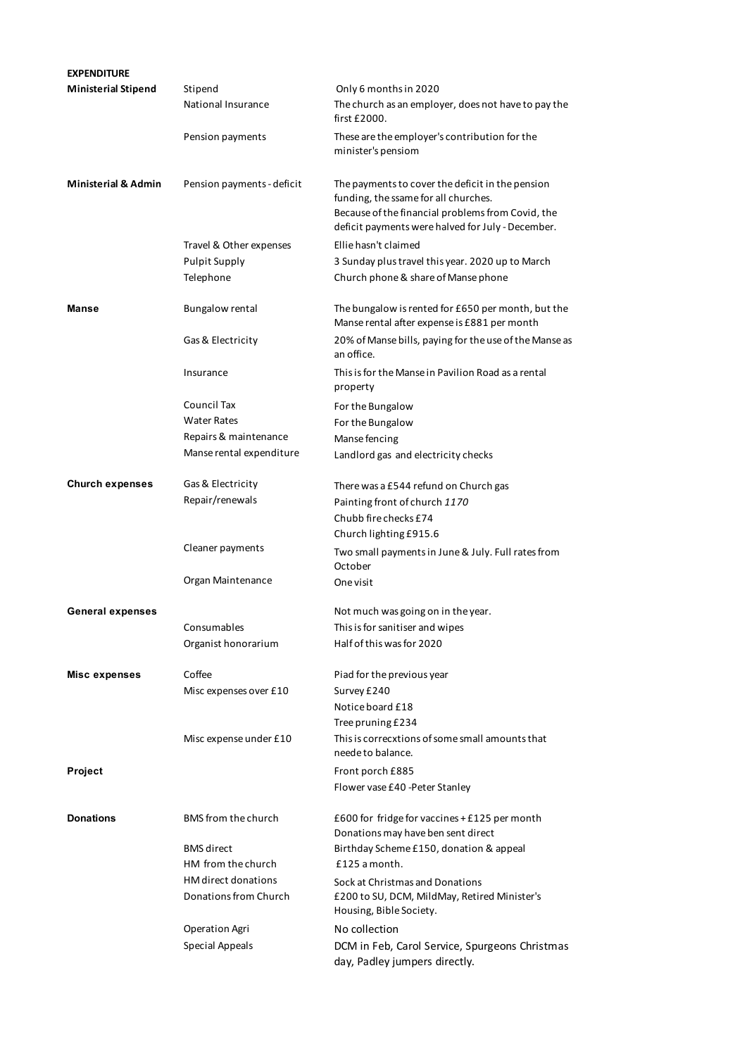**EXPENDITURE**

| | | |
|---|---|---|
| **Ministerial Stipend** | Stipend | Only 6 months in 2020 |
| | National Insurance | The church as an employer, does not have to pay the first £2000. |
| | Pension payments | These are the employer's contribution for the minister's pensiom |
| **Ministerial & Admin** | Pension payments - deficit | The payments to cover the deficit in the pension funding, the ssame for all churches. Because of the financial problems from Covid, the deficit payments were halved for July - December. |
| | Travel & Other expenses | Ellie hasn't claimed |
| | Pulpit Supply | 3 Sunday plus travel this year. 2020 up to March |
| | Telephone | Church phone & share of Manse phone |
| **Manse** | Bungalow rental | The bungalow is rented for £650 per month, but the Manse rental after expense is £881 per month |
| | Gas & Electricity | 20% of Manse bills, paying for the use of the Manse as an office. |
| | Insurance | This is for the Manse in Pavilion Road as a rental property |
| | Council Tax | For the Bungalow |
| | Water Rates | For the Bungalow |
| | Repairs & maintenance | Manse fencing |
| | Manse rental expenditure | Landlord gas and electricity checks |
| **Church expenses** | Gas & Electricity | There was a £544 refund on Church gas |
| | Repair/renewals | Painting front of church *1170* |
| | | Chubb fire checks £74 |
| | | Church lighting £915.6 |
| | Cleaner payments | Two small payments in June & July. Full rates from October |
| | Organ Maintenance | One visit |
| **General expenses** | | Not much was going on in the year. |
| | Consumables | This is for sanitiser and wipes |
| | Organist honorarium | Half of this was for 2020 |
| **Misc expenses** | Coffee | Piad for the previous year |
| | Misc expenses over £10 | Survey £240 |
| | | Notice board £18 |
| | | Tree pruning £234 |
| | Misc expense under £10 | This is correcxtions of some small amounts that neede to balance. |
| **Project** | | Front porch £885 |
| | | Flower vase £40 -Peter Stanley |
| **Donations** | BMS from the church | £600 for fridge for vaccines + £125 per month Donations may have ben sent direct |
| | BMS direct | Birthday Scheme £150, donation & appeal |
| | HM from the church | £125 a month. |
| | HM direct donations | Sock at Christmas and Donations |
| | Donations from Church | £200 to SU, DCM, MildMay, Retired Minister's Housing, Bible Society. |
| | Operation Agri | No collection |
| | Special Appeals | DCM in Feb, Carol Service, Spurgeons Christmas day, Padley jumpers directly. |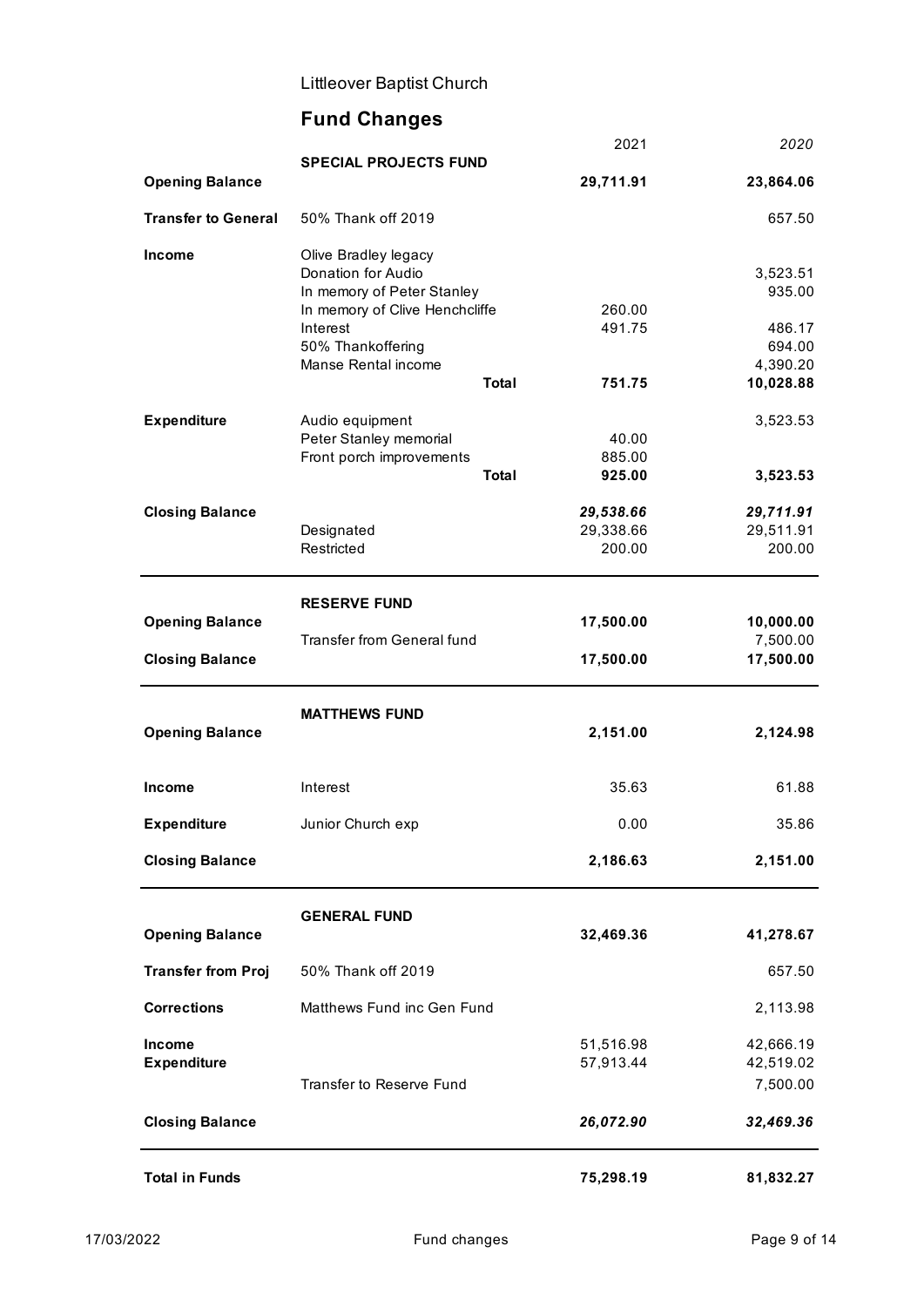Littleover Baptist Church

## Fund Changes

| | | 2021 | *2020* |
|---|---|---|---|
| | **SPECIAL PROJECTS FUND** | | |
| **Opening Balance** | | **29,711.91** | **23,864.06** |
| **Transfer to General** | 50% Thank off 2019 | | 657.50 |
| **Income** | Olive Bradley legacy | | |
| | Donation for Audio | | 3,523.51 |
| | In memory of Peter Stanley | | 935.00 |
| | In memory of Clive Henchcliffe | 260.00 | |
| | Interest | 491.75 | 486.17 |
| | 50% Thankoffering | | 694.00 |
| | Manse Rental income | | 4,390.20 |
| | **Total** | **751.75** | **10,028.88** |
| **Expenditure** | Audio equipment | | 3,523.53 |
| | Peter Stanley memorial | 40.00 | |
| | Front porch improvements | 885.00 | |
| | **Total** | **925.00** | **3,523.53** |
| **Closing Balance** | | ***29,538.66*** | ***29,711.91*** |
| | Designated | 29,338.66 | 29,511.91 |
| | Restricted | 200.00 | 200.00 |
| | **RESERVE FUND** | | |
| **Opening Balance** | | **17,500.00** | **10,000.00** |
| | Transfer from General fund | | 7,500.00 |
| **Closing Balance** | | **17,500.00** | **17,500.00** |
| | **MATTHEWS FUND** | | |
| **Opening Balance** | | **2,151.00** | **2,124.98** |
| **Income** | Interest | 35.63 | 61.88 |
| **Expenditure** | Junior Church exp | 0.00 | 35.86 |
| **Closing Balance** | | **2,186.63** | **2,151.00** |
| | **GENERAL FUND** | | |
| **Opening Balance** | | **32,469.36** | **41,278.67** |
| **Transfer from Proj** | 50% Thank off 2019 | | 657.50 |
| **Corrections** | Matthews Fund inc Gen Fund | | 2,113.98 |
| **Income** | | 51,516.98 | 42,666.19 |
| **Expenditure** | | 57,913.44 | 42,519.02 |
| | Transfer to Reserve Fund | | 7,500.00 |
| **Closing Balance** | | ***26,072.90*** | ***32,469.36*** |
| **Total in Funds** | | **75,298.19** | **81,832.27** |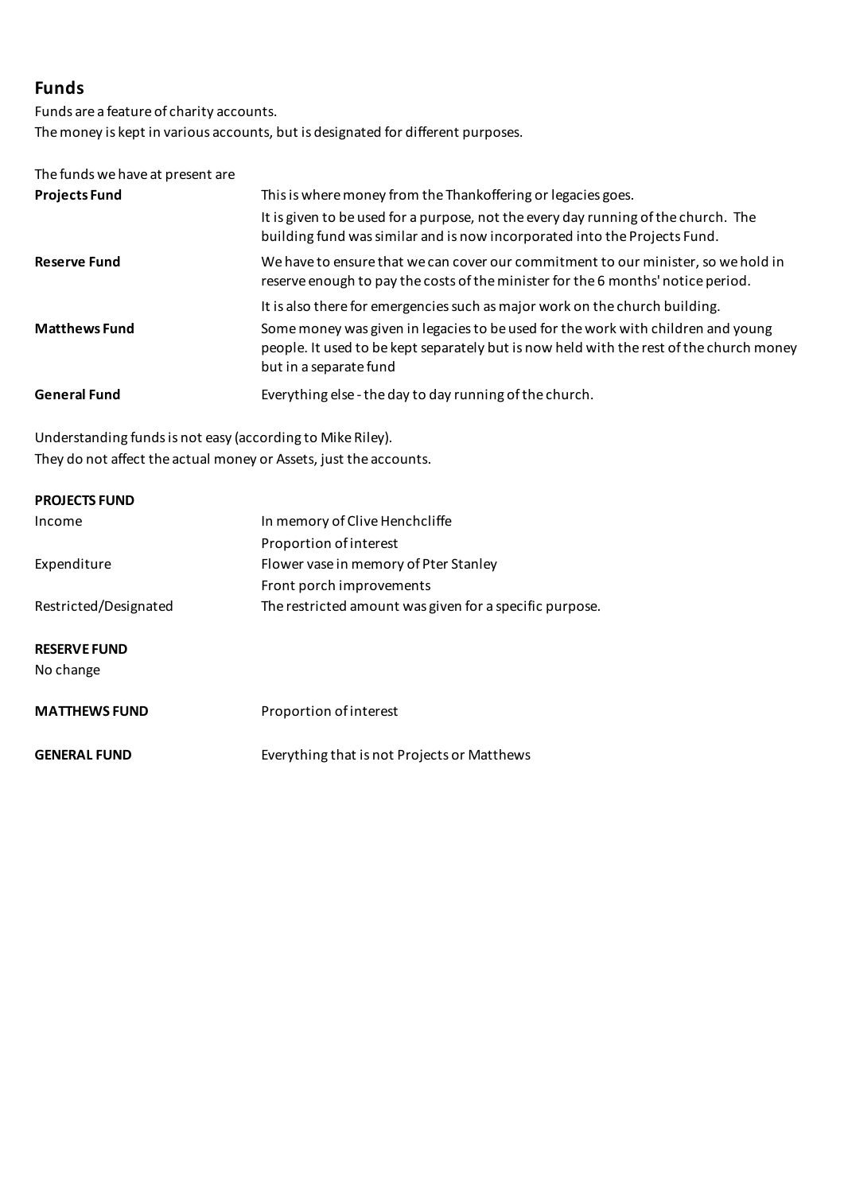## Funds

Funds are a feature of charity accounts.
The money is kept in various accounts, but is designated for different purposes.

The funds we have at present are

| | |
|---|---|
| **Projects Fund** | This is where money from the Thankoffering or legacies goes. It is given to be used for a purpose, not the every day running of the church. The building fund was similar and is now incorporated into the Projects Fund. |
| **Reserve Fund** | We have to ensure that we can cover our commitment to our minister, so we hold in reserve enough to pay the costs of the minister for the 6 months' notice period. It is also there for emergencies such as major work on the church building. |
| **Matthews Fund** | Some money was given in legacies to be used for the work with children and young people. It used to be kept separately but is now held with the rest of the church money but in a separate fund |
| **General Fund** | Everything else - the day to day running of the church. |

Understanding funds is not easy (according to Mike Riley).
They do not affect the actual money or Assets, just the accounts.

**PROJECTS FUND**

| | |
|---|---|
| Income | In memory of Clive Henchcliffe |
| | Proportion of interest |
| Expenditure | Flower vase in memory of Pter Stanley |
| | Front porch improvements |
| Restricted/Designated | The restricted amount was given for a specific purpose. |

**RESERVE FUND**
No change

**MATTHEWS FUND** — Proportion of interest

**GENERAL FUND** — Everything that is not Projects or Matthews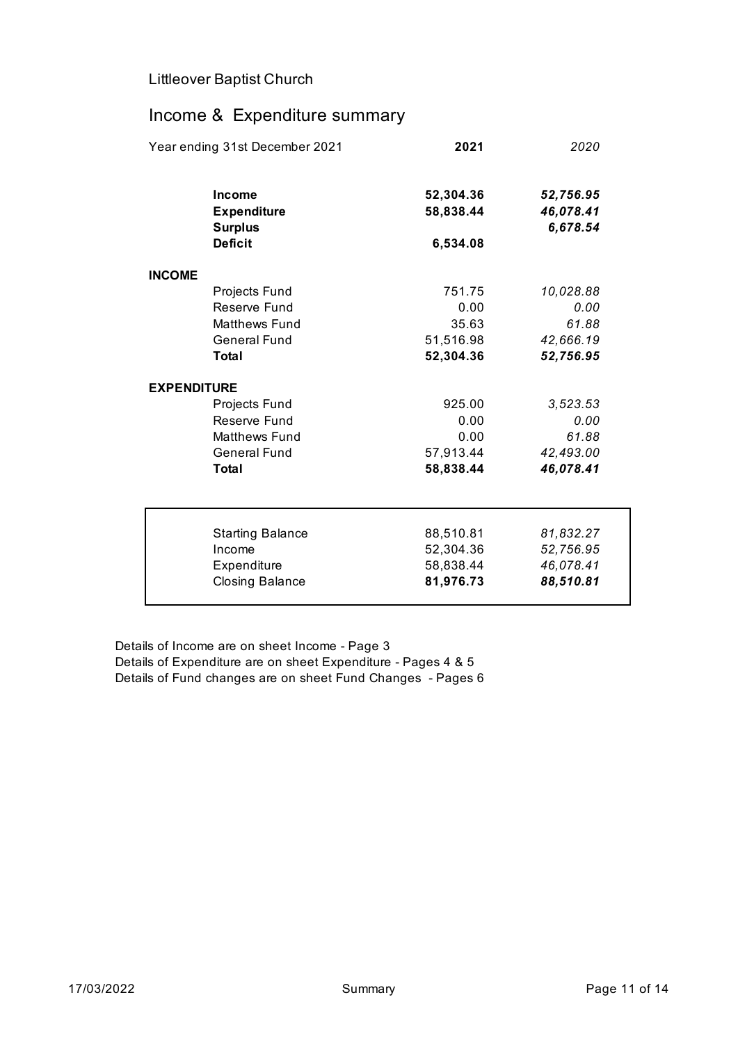Littleover Baptist Church

## Income & Expenditure summary

| Year ending 31st December 2021 | | **2021** | *2020* |
|---|---|---|---|
| | **Income** | **52,304.36** | ***52,756.95*** |
| | **Expenditure** | **58,838.44** | ***46,078.41*** |
| | **Surplus** | | ***6,678.54*** |
| | **Deficit** | **6,534.08** | |
| **INCOME** | | | |
| | Projects Fund | 751.75 | *10,028.88* |
| | Reserve Fund | 0.00 | *0.00* |
| | Matthews Fund | 35.63 | *61.88* |
| | General Fund | 51,516.98 | *42,666.19* |
| | **Total** | **52,304.36** | ***52,756.95*** |
| **EXPENDITURE** | | | |
| | Projects Fund | 925.00 | *3,523.53* |
| | Reserve Fund | 0.00 | *0.00* |
| | Matthews Fund | 0.00 | *61.88* |
| | General Fund | 57,913.44 | *42,493.00* |
| | **Total** | **58,838.44** | ***46,078.41*** |

| | 2021 | 2020 |
|---|---|---|
| Starting Balance | 88,510.81 | *81,832.27* |
| Income | 52,304.36 | *52,756.95* |
| Expenditure | 58,838.44 | *46,078.41* |
| Closing Balance | **81,976.73** | ***88,510.81*** |

Details of Income are on sheet Income - Page 3
Details of Expenditure are on sheet Expenditure - Pages 4 & 5
Details of Fund changes are on sheet Fund Changes - Pages 6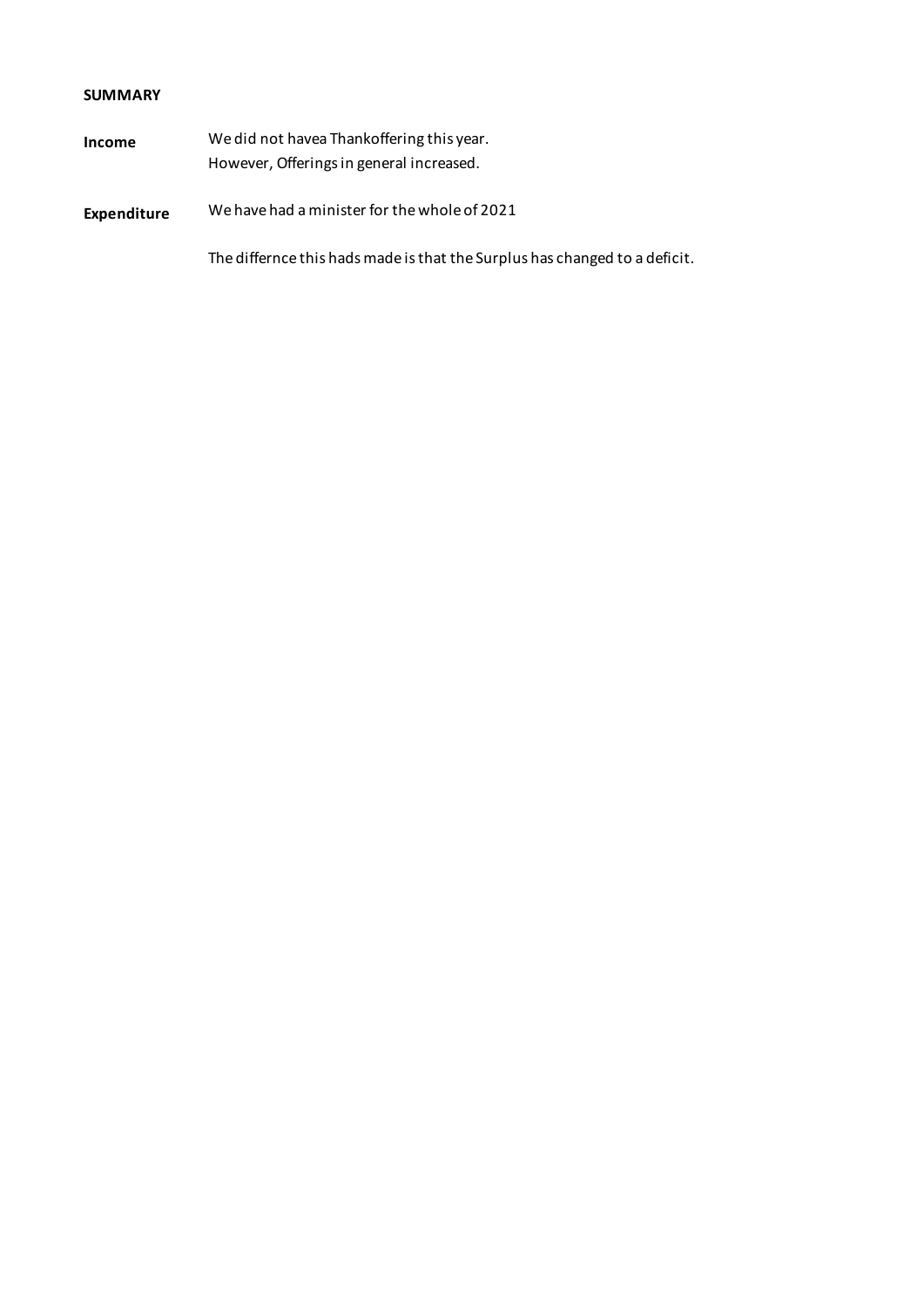**SUMMARY**

| | |
|---|---|
| **Income** | We did not havea Thankoffering this year.<br>However, Offerings in general increased. |
| **Expenditure** | We have had a minister for the whole of 2021 |
| | The differnce this hads made is that the Surplus has changed to a deficit. |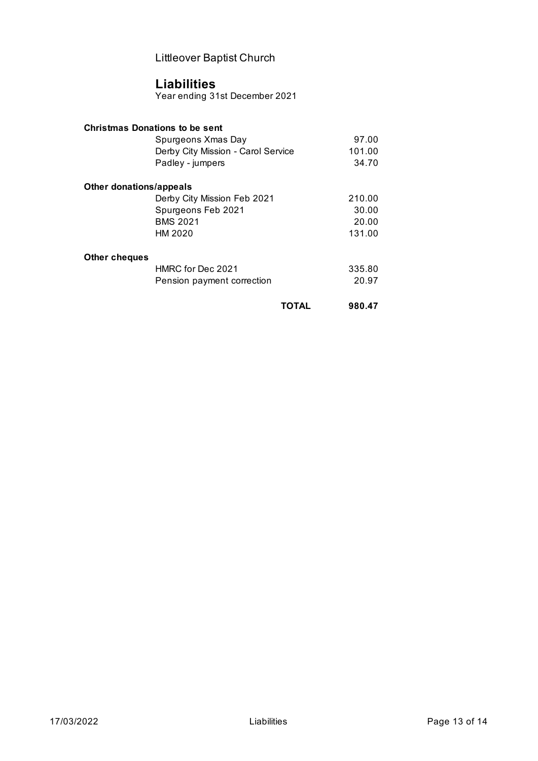Littleover Baptist Church

# Liabilities

Year ending 31st December 2021

| | | |
|---|---|---|
| **Christmas Donations to be sent** | | |
| | Spurgeons Xmas Day | 97.00 |
| | Derby City Mission - Carol Service | 101.00 |
| | Padley - jumpers | 34.70 |
| **Other donations/appeals** | | |
| | Derby City Mission Feb 2021 | 210.00 |
| | Spurgeons Feb 2021 | 30.00 |
| | BMS 2021 | 20.00 |
| | HM 2020 | 131.00 |
| **Other cheques** | | |
| | HMRC for Dec 2021 | 335.80 |
| | Pension payment correction | 20.97 |
| | **TOTAL** | **980.47** |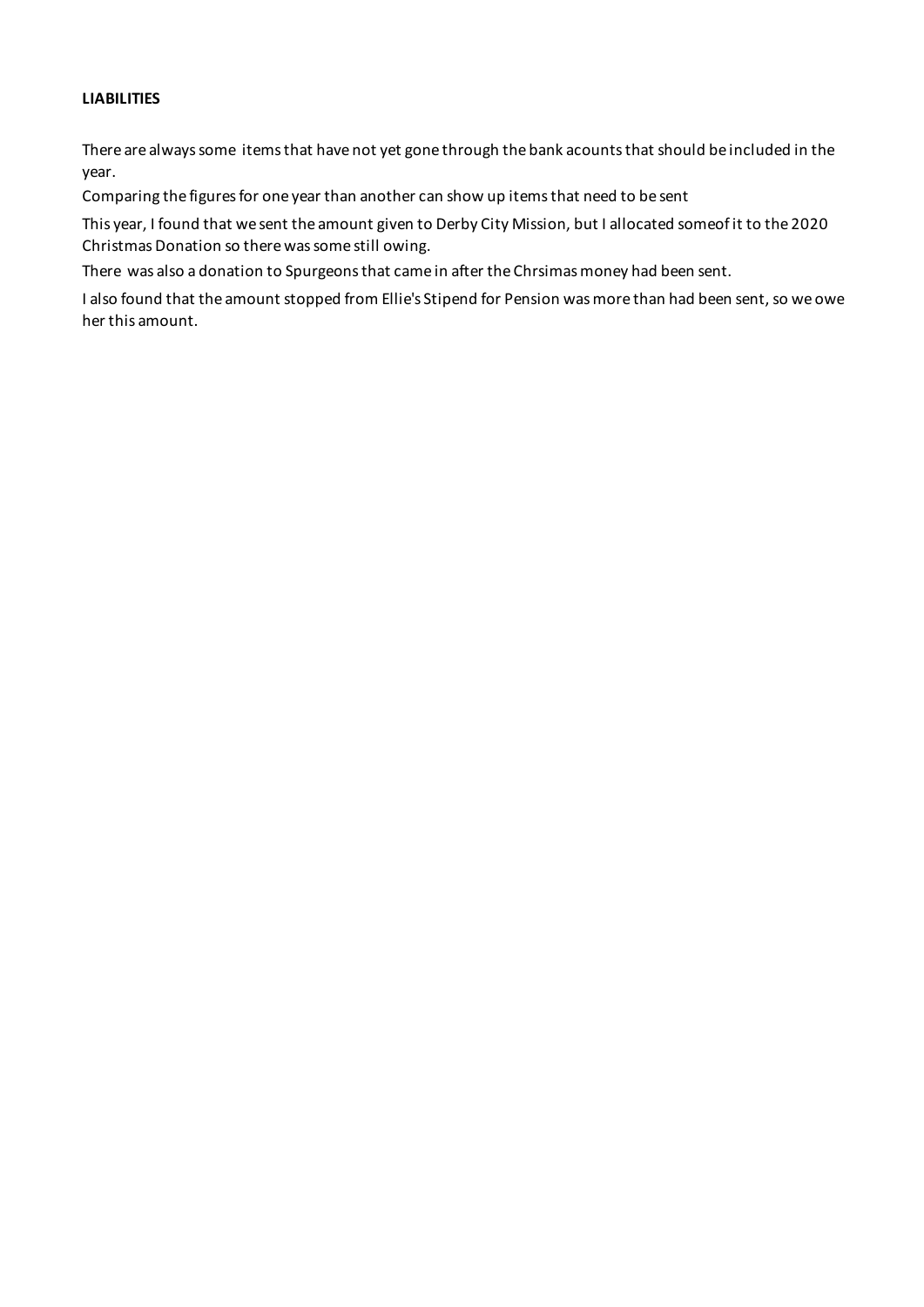**LIABILITIES**

There are always some items that have not yet gone through the bank acounts that should be included in the year.

Comparing the figures for one year than another can show up items that need to be sent

This year, I found that we sent the amount given to Derby City Mission, but I allocated someof it to the 2020 Christmas Donation so there was some still owing.

There was also a donation to Spurgeons that came in after the Chrsimas money had been sent.

I also found that the amount stopped from Ellie's Stipend for Pension was more than had been sent, so we owe her this amount.